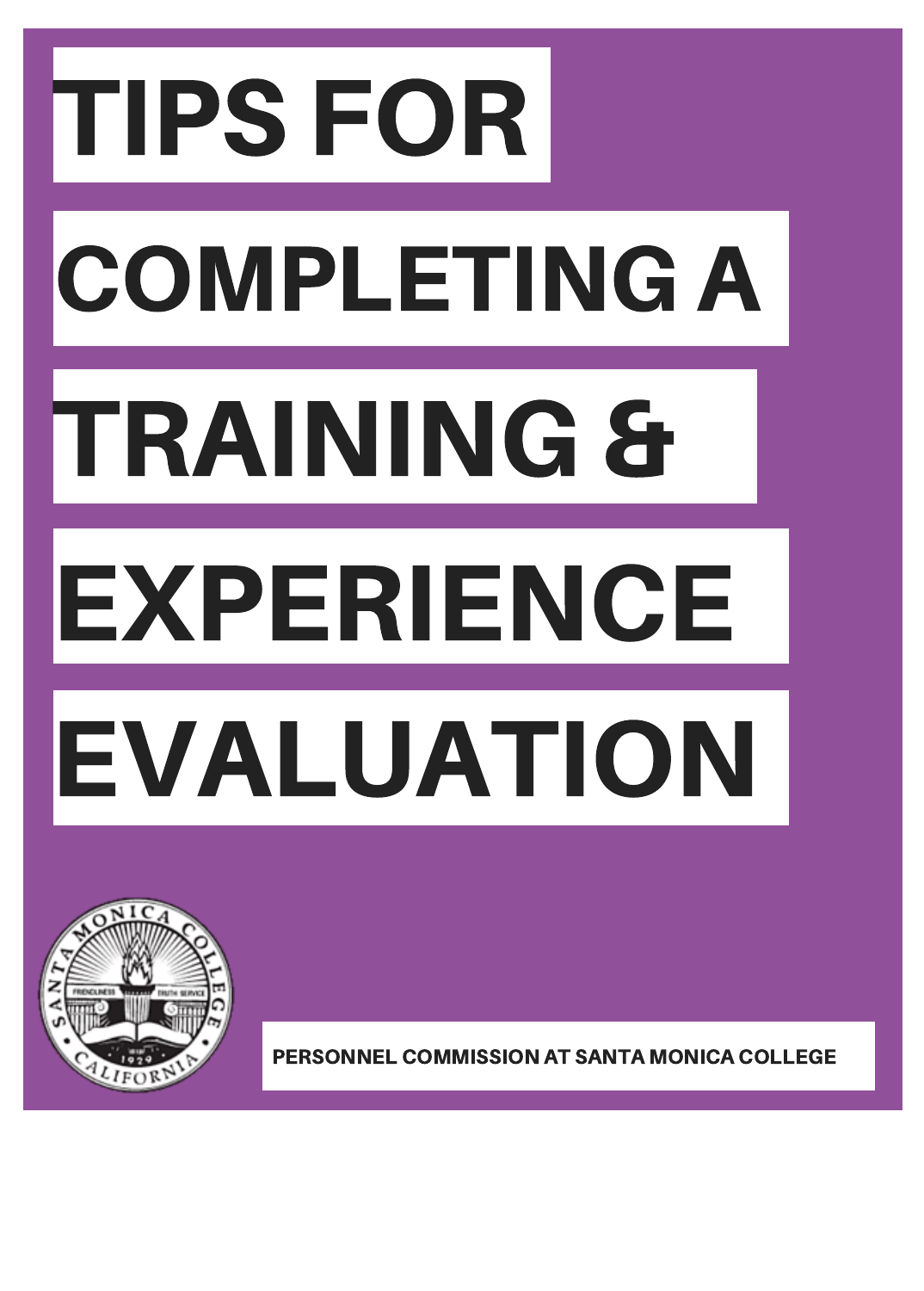# TIPS FOR COMPLETING A TRAINING & EXPERIENCE EVALUATION

PERSONNEL COMMISSION AT SANTA MONICA COLLEGE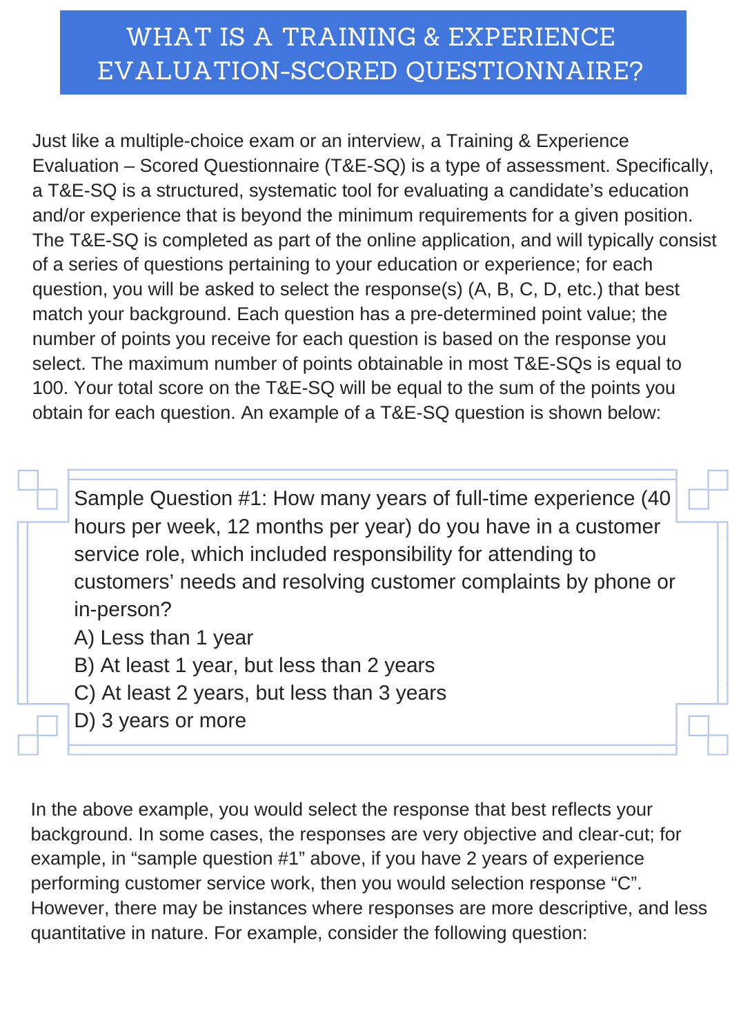# WHAT IS A TRAINING & EXPERIENCE EVALUATION-SCORED QUESTIONNAIRE?

Just like a multiple-choice exam or an interview, a Training & Experience Evaluation – Scored Questionnaire (T&E-SQ) is a type of assessment. Specifically, a T&E-SQ is a structured, systematic tool for evaluating a candidate's education and/or experience that is beyond the minimum requirements for a given position. The T&E-SQ is completed as part of the online application, and will typically consist of a series of questions pertaining to your education or experience; for each question, you will be asked to select the response(s) (A, B, C, D, etc.) that best match your background. Each question has a pre-determined point value; the number of points you receive for each question is based on the response you select. The maximum number of points obtainable in most T&E-SQs is equal to 100. Your total score on the T&E-SQ will be equal to the sum of the points you obtain for each question. An example of a T&E-SQ question is shown below:

Sample Question #1: How many years of full-time experience (40 hours per week, 12 months per year) do you have in a customer service role, which included responsibility for attending to customers' needs and resolving customer complaints by phone or in-person?

A) Less than 1 year
B) At least 1 year, but less than 2 years
C) At least 2 years, but less than 3 years
D) 3 years or more

In the above example, you would select the response that best reflects your background. In some cases, the responses are very objective and clear-cut; for example, in "sample question #1" above, if you have 2 years of experience performing customer service work, then you would selection response "C". However, there may be instances where responses are more descriptive, and less quantitative in nature. For example, consider the following question: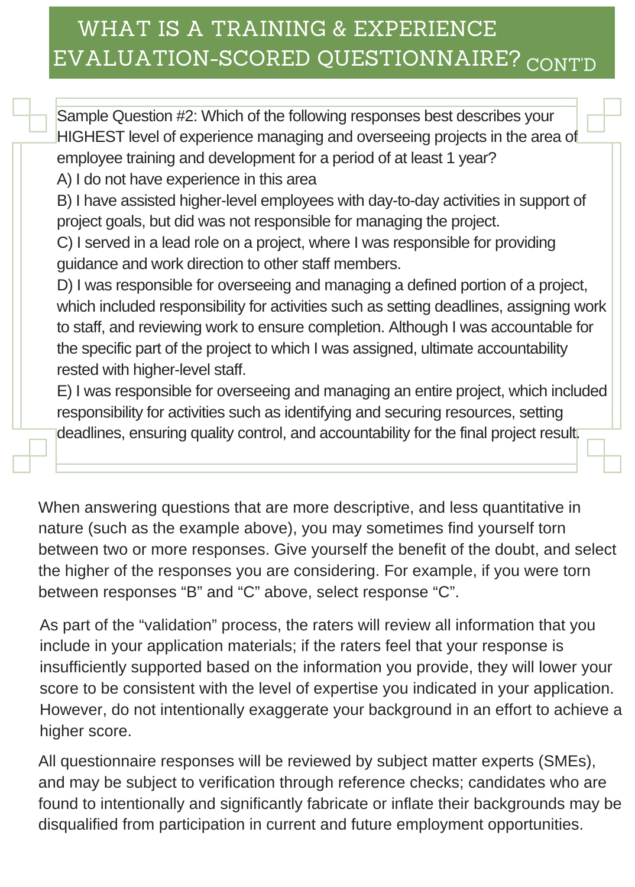# WHAT IS A TRAINING & EXPERIENCE EVALUATION-SCORED QUESTIONNAIRE? CONT'D

Sample Question #2: Which of the following responses best describes your HIGHEST level of experience managing and overseeing projects in the area of employee training and development for a period of at least 1 year?

A) I do not have experience in this area

B) I have assisted higher-level employees with day-to-day activities in support of project goals, but did was not responsible for managing the project.

C) I served in a lead role on a project, where I was responsible for providing guidance and work direction to other staff members.

D) I was responsible for overseeing and managing a defined portion of a project, which included responsibility for activities such as setting deadlines, assigning work to staff, and reviewing work to ensure completion. Although I was accountable for the specific part of the project to which I was assigned, ultimate accountability rested with higher-level staff.

E) I was responsible for overseeing and managing an entire project, which included responsibility for activities such as identifying and securing resources, setting deadlines, ensuring quality control, and accountability for the final project result.

When answering questions that are more descriptive, and less quantitative in nature (such as the example above), you may sometimes find yourself torn between two or more responses. Give yourself the benefit of the doubt, and select the higher of the responses you are considering. For example, if you were torn between responses "B" and "C" above, select response "C".

As part of the "validation" process, the raters will review all information that you include in your application materials; if the raters feel that your response is insufficiently supported based on the information you provide, they will lower your score to be consistent with the level of expertise you indicated in your application. However, do not intentionally exaggerate your background in an effort to achieve a higher score.

All questionnaire responses will be reviewed by subject matter experts (SMEs), and may be subject to verification through reference checks; candidates who are found to intentionally and significantly fabricate or inflate their backgrounds may be disqualified from participation in current and future employment opportunities.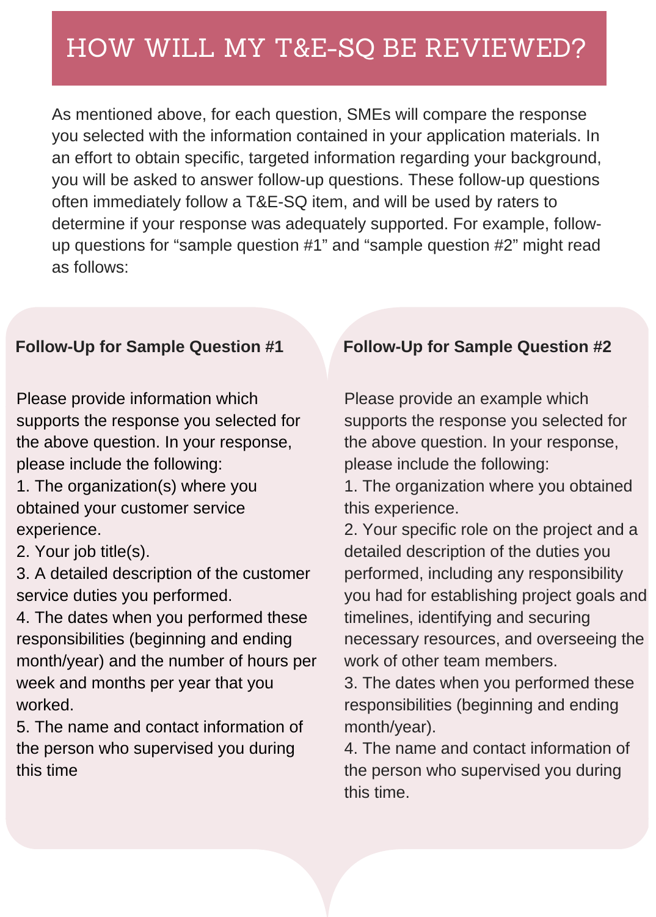# HOW WILL MY T&E-SQ BE REVIEWED?

As mentioned above, for each question, SMEs will compare the response you selected with the information contained in your application materials. In an effort to obtain specific, targeted information regarding your background, you will be asked to answer follow-up questions. These follow-up questions often immediately follow a T&E-SQ item, and will be used by raters to determine if your response was adequately supported. For example, follow-up questions for "sample question #1" and "sample question #2" might read as follows:

**Follow-Up for Sample Question #1**

Please provide information which supports the response you selected for the above question. In your response, please include the following:

1. The organization(s) where you obtained your customer service experience.
2. Your job title(s).
3. A detailed description of the customer service duties you performed.
4. The dates when you performed these responsibilities (beginning and ending month/year) and the number of hours per week and months per year that you worked.
5. The name and contact information of the person who supervised you during this time

**Follow-Up for Sample Question #2**

Please provide an example which supports the response you selected for the above question. In your response, please include the following:

1. The organization where you obtained this experience.
2. Your specific role on the project and a detailed description of the duties you performed, including any responsibility you had for establishing project goals and timelines, identifying and securing necessary resources, and overseeing the work of other team members.
3. The dates when you performed these responsibilities (beginning and ending month/year).
4. The name and contact information of the person who supervised you during this time.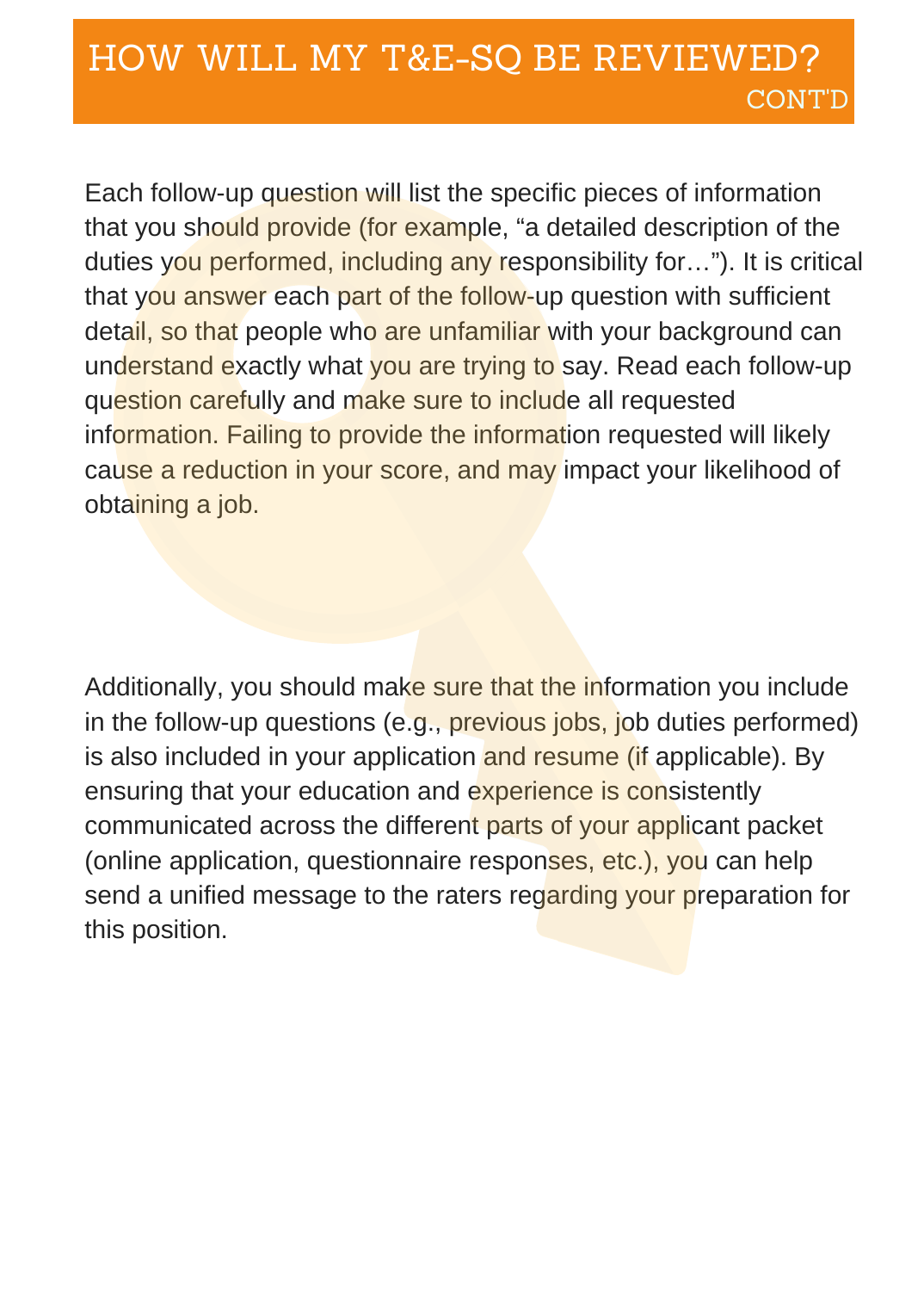# HOW WILL MY T&E-SQ BE REVIEWED? CONT'D

Each follow-up question will list the specific pieces of information that you should provide (for example, "a detailed description of the duties you performed, including any responsibility for…"). It is critical that you answer each part of the follow-up question with sufficient detail, so that people who are unfamiliar with your background can understand exactly what you are trying to say. Read each follow-up question carefully and make sure to include all requested information. Failing to provide the information requested will likely cause a reduction in your score, and may impact your likelihood of obtaining a job.

Additionally, you should make sure that the information you include in the follow-up questions (e.g., previous jobs, job duties performed) is also included in your application and resume (if applicable). By ensuring that your education and experience is consistently communicated across the different parts of your applicant packet (online application, questionnaire responses, etc.), you can help send a unified message to the raters regarding your preparation for this position.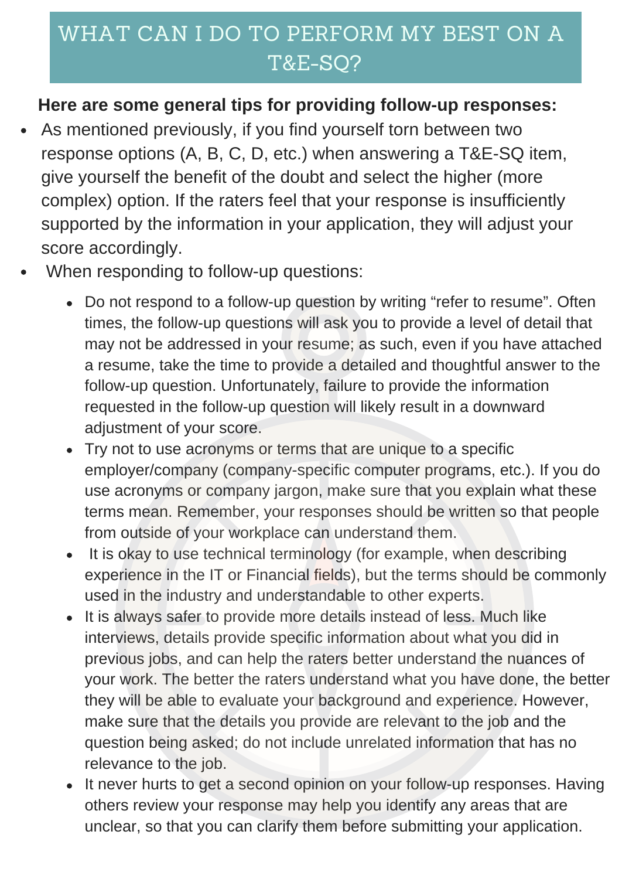# WHAT CAN I DO TO PERFORM MY BEST ON A T&E-SQ?

**Here are some general tips for providing follow-up responses:**

- As mentioned previously, if you find yourself torn between two response options (A, B, C, D, etc.) when answering a T&E-SQ item, give yourself the benefit of the doubt and select the higher (more complex) option. If the raters feel that your response is insufficiently supported by the information in your application, they will adjust your score accordingly.
- When responding to follow-up questions:
  - Do not respond to a follow-up question by writing "refer to resume". Often times, the follow-up questions will ask you to provide a level of detail that may not be addressed in your resume; as such, even if you have attached a resume, take the time to provide a detailed and thoughtful answer to the follow-up question. Unfortunately, failure to provide the information requested in the follow-up question will likely result in a downward adjustment of your score.
  - Try not to use acronyms or terms that are unique to a specific employer/company (company-specific computer programs, etc.). If you do use acronyms or company jargon, make sure that you explain what these terms mean. Remember, your responses should be written so that people from outside of your workplace can understand them.
  - It is okay to use technical terminology (for example, when describing experience in the IT or Financial fields), but the terms should be commonly used in the industry and understandable to other experts.
  - It is always safer to provide more details instead of less. Much like interviews, details provide specific information about what you did in previous jobs, and can help the raters better understand the nuances of your work. The better the raters understand what you have done, the better they will be able to evaluate your background and experience. However, make sure that the details you provide are relevant to the job and the question being asked; do not include unrelated information that has no relevance to the job.
  - It never hurts to get a second opinion on your follow-up responses. Having others review your response may help you identify any areas that are unclear, so that you can clarify them before submitting your application.